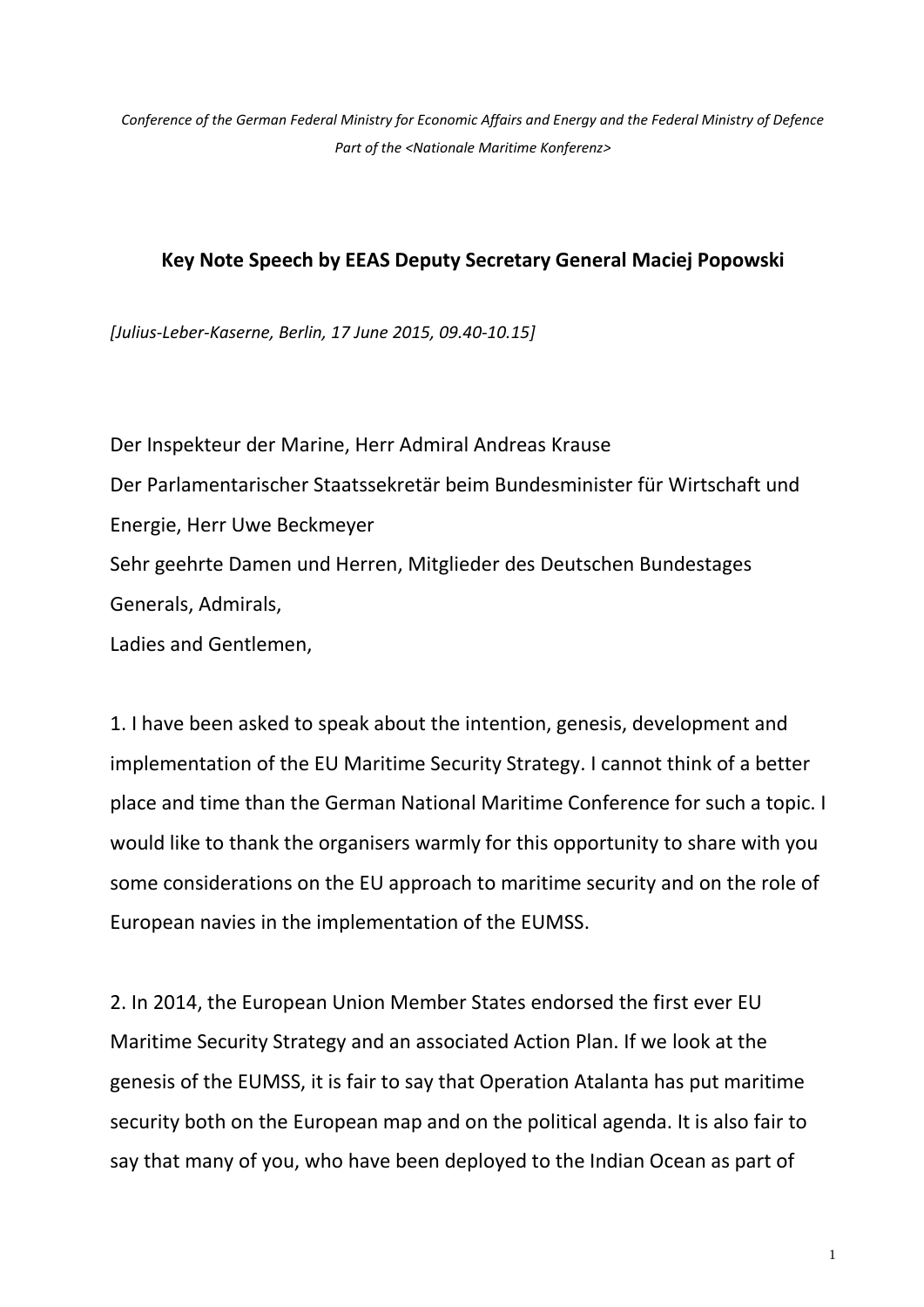*Conference of the German Federal Ministry for Economic Affairs and Energy and the Federal Ministry of Defence Part of the <Nationale Maritime Konferenz>*

## Key Note Speech by EEAS Deputy Secretary General Maciej Popowski

*[Julius-Leber-Kaserne, Berlin, 17 June 2015, 09.40-10.15]*

Der Inspekteur der Marine, Herr Admiral Andreas Krause
Der Parlamentarischer Staatssekretär beim Bundesminister für Wirtschaft und Energie, Herr Uwe Beckmeyer
Sehr geehrte Damen und Herren, Mitglieder des Deutschen Bundestages
Generals, Admirals,
Ladies and Gentlemen,

1. I have been asked to speak about the intention, genesis, development and implementation of the EU Maritime Security Strategy. I cannot think of a better place and time than the German National Maritime Conference for such a topic. I would like to thank the organisers warmly for this opportunity to share with you some considerations on the EU approach to maritime security and on the role of European navies in the implementation of the EUMSS.

2. In 2014, the European Union Member States endorsed the first ever EU Maritime Security Strategy and an associated Action Plan. If we look at the genesis of the EUMSS, it is fair to say that Operation Atalanta has put maritime security both on the European map and on the political agenda. It is also fair to say that many of you, who have been deployed to the Indian Ocean as part of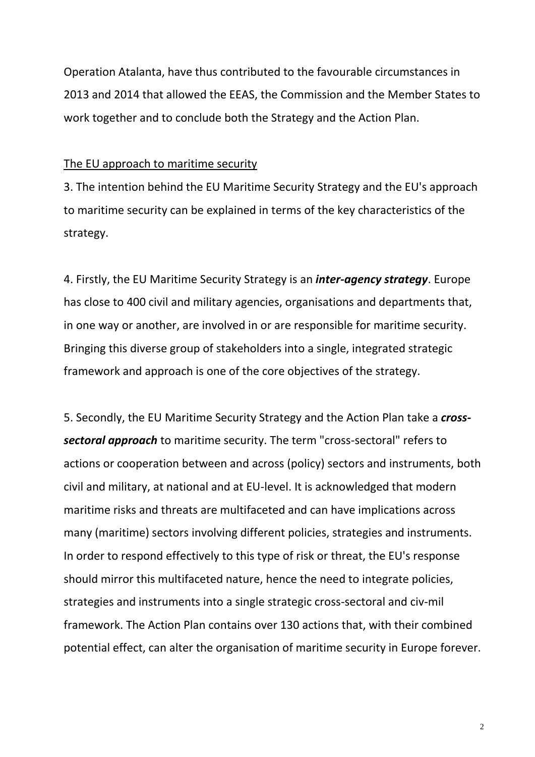Operation Atalanta, have thus contributed to the favourable circumstances in 2013 and 2014 that allowed the EEAS, the Commission and the Member States to work together and to conclude both the Strategy and the Action Plan.

The EU approach to maritime security

3. The intention behind the EU Maritime Security Strategy and the EU's approach to maritime security can be explained in terms of the key characteristics of the strategy.

4. Firstly, the EU Maritime Security Strategy is an ***inter-agency strategy***. Europe has close to 400 civil and military agencies, organisations and departments that, in one way or another, are involved in or are responsible for maritime security. Bringing this diverse group of stakeholders into a single, integrated strategic framework and approach is one of the core objectives of the strategy.

5. Secondly, the EU Maritime Security Strategy and the Action Plan take a ***cross-sectoral approach*** to maritime security. The term "cross-sectoral" refers to actions or cooperation between and across (policy) sectors and instruments, both civil and military, at national and at EU-level. It is acknowledged that modern maritime risks and threats are multifaceted and can have implications across many (maritime) sectors involving different policies, strategies and instruments. In order to respond effectively to this type of risk or threat, the EU's response should mirror this multifaceted nature, hence the need to integrate policies, strategies and instruments into a single strategic cross-sectoral and civ-mil framework. The Action Plan contains over 130 actions that, with their combined potential effect, can alter the organisation of maritime security in Europe forever.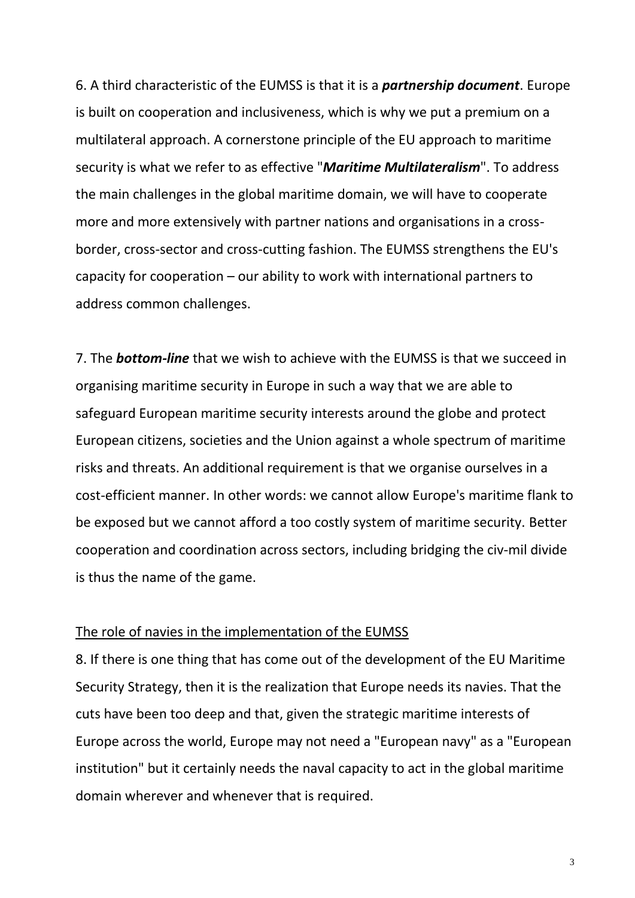6. A third characteristic of the EUMSS is that it is a ***partnership document***. Europe is built on cooperation and inclusiveness, which is why we put a premium on a multilateral approach. A cornerstone principle of the EU approach to maritime security is what we refer to as effective "***Maritime Multilateralism***". To address the main challenges in the global maritime domain, we will have to cooperate more and more extensively with partner nations and organisations in a cross-border, cross-sector and cross-cutting fashion. The EUMSS strengthens the EU's capacity for cooperation – our ability to work with international partners to address common challenges.

7. The ***bottom-line*** that we wish to achieve with the EUMSS is that we succeed in organising maritime security in Europe in such a way that we are able to safeguard European maritime security interests around the globe and protect European citizens, societies and the Union against a whole spectrum of maritime risks and threats. An additional requirement is that we organise ourselves in a cost-efficient manner. In other words: we cannot allow Europe's maritime flank to be exposed but we cannot afford a too costly system of maritime security. Better cooperation and coordination across sectors, including bridging the civ-mil divide is thus the name of the game.

<u>The role of navies in the implementation of the EUMSS</u>

8. If there is one thing that has come out of the development of the EU Maritime Security Strategy, then it is the realization that Europe needs its navies. That the cuts have been too deep and that, given the strategic maritime interests of Europe across the world, Europe may not need a "European navy" as a "European institution" but it certainly needs the naval capacity to act in the global maritime domain wherever and whenever that is required.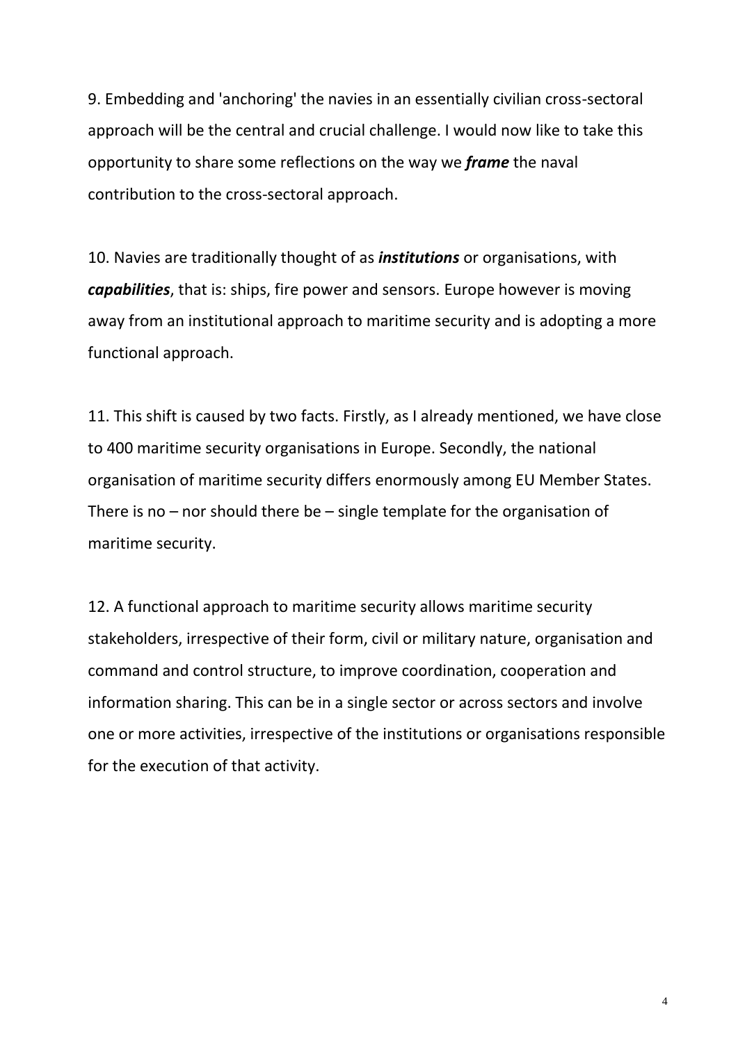9. Embedding and 'anchoring' the navies in an essentially civilian cross-sectoral approach will be the central and crucial challenge. I would now like to take this opportunity to share some reflections on the way we ***frame*** the naval contribution to the cross-sectoral approach.

10. Navies are traditionally thought of as ***institutions*** or organisations, with ***capabilities***, that is: ships, fire power and sensors. Europe however is moving away from an institutional approach to maritime security and is adopting a more functional approach.

11. This shift is caused by two facts. Firstly, as I already mentioned, we have close to 400 maritime security organisations in Europe. Secondly, the national organisation of maritime security differs enormously among EU Member States. There is no – nor should there be – single template for the organisation of maritime security.

12. A functional approach to maritime security allows maritime security stakeholders, irrespective of their form, civil or military nature, organisation and command and control structure, to improve coordination, cooperation and information sharing. This can be in a single sector or across sectors and involve one or more activities, irrespective of the institutions or organisations responsible for the execution of that activity.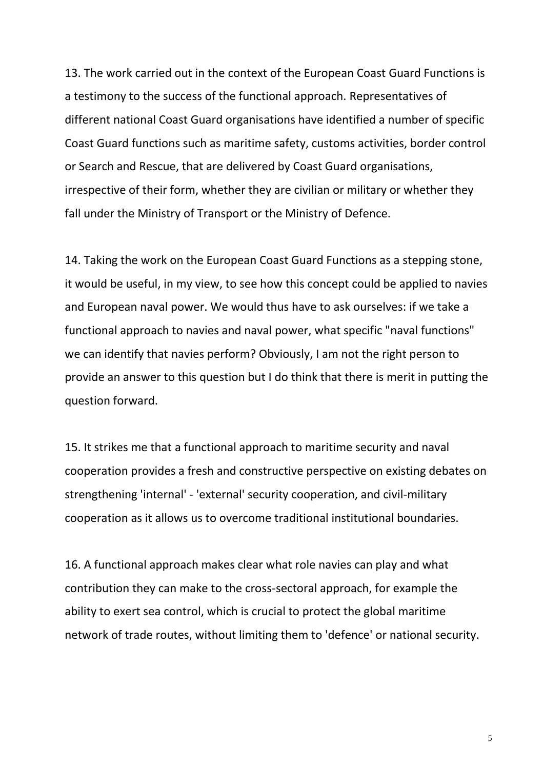13. The work carried out in the context of the European Coast Guard Functions is a testimony to the success of the functional approach. Representatives of different national Coast Guard organisations have identified a number of specific Coast Guard functions such as maritime safety, customs activities, border control or Search and Rescue, that are delivered by Coast Guard organisations, irrespective of their form, whether they are civilian or military or whether they fall under the Ministry of Transport or the Ministry of Defence.

14. Taking the work on the European Coast Guard Functions as a stepping stone, it would be useful, in my view, to see how this concept could be applied to navies and European naval power. We would thus have to ask ourselves: if we take a functional approach to navies and naval power, what specific "naval functions" we can identify that navies perform? Obviously, I am not the right person to provide an answer to this question but I do think that there is merit in putting the question forward.

15. It strikes me that a functional approach to maritime security and naval cooperation provides a fresh and constructive perspective on existing debates on strengthening 'internal' - 'external' security cooperation, and civil-military cooperation as it allows us to overcome traditional institutional boundaries.

16. A functional approach makes clear what role navies can play and what contribution they can make to the cross-sectoral approach, for example the ability to exert sea control, which is crucial to protect the global maritime network of trade routes, without limiting them to 'defence' or national security.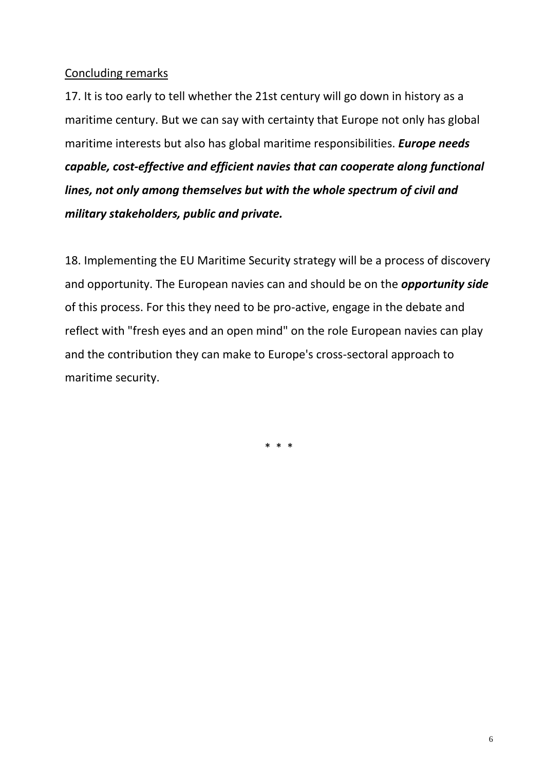Concluding remarks

17. It is too early to tell whether the 21st century will go down in history as a maritime century. But we can say with certainty that Europe not only has global maritime interests but also has global maritime responsibilities. ***Europe needs capable, cost-effective and efficient navies that can cooperate along functional lines, not only among themselves but with the whole spectrum of civil and military stakeholders, public and private.***

18. Implementing the EU Maritime Security strategy will be a process of discovery and opportunity. The European navies can and should be on the ***opportunity side*** of this process. For this they need to be pro-active, engage in the debate and reflect with "fresh eyes and an open mind" on the role European navies can play and the contribution they can make to Europe's cross-sectoral approach to maritime security.

\* \* \*